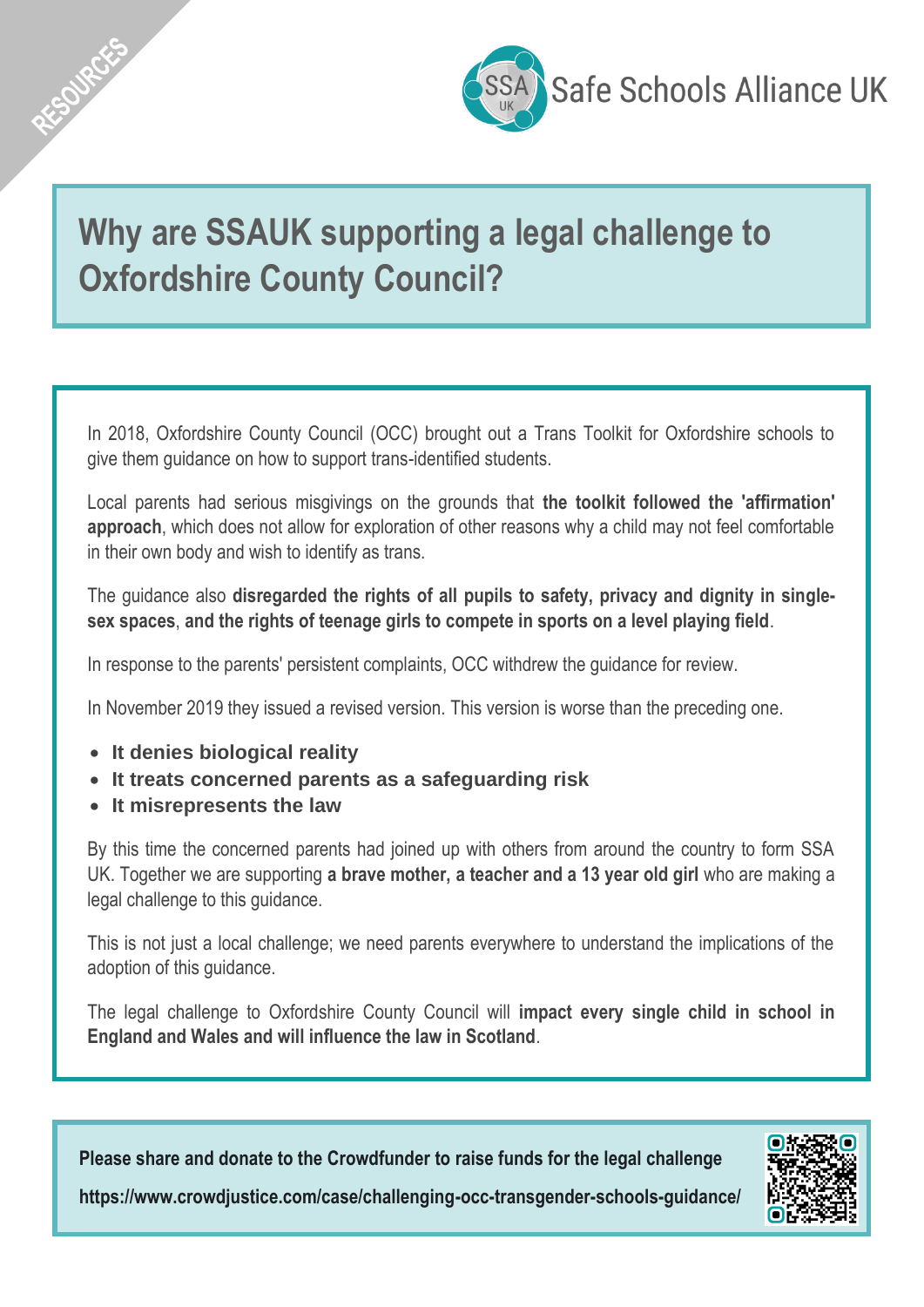RESOURCES

Safe Schools Alliance UK

# Why are SSAUK supporting a legal challenge to Oxfordshire County Council?

In 2018, Oxfordshire County Council (OCC) brought out a Trans Toolkit for Oxfordshire schools to give them guidance on how to support trans-identified students.

Local parents had serious misgivings on the grounds that **the toolkit followed the 'affirmation' approach**, which does not allow for exploration of other reasons why a child may not feel comfortable in their own body and wish to identify as trans.

The guidance also **disregarded the rights of all pupils to safety, privacy and dignity in single-sex spaces**, **and the rights of teenage girls to compete in sports on a level playing field**.

In response to the parents' persistent complaints, OCC withdrew the guidance for review.

In November 2019 they issued a revised version. This version is worse than the preceding one.

- **It denies biological reality**
- **It treats concerned parents as a safeguarding risk**
- **It misrepresents the law**

By this time the concerned parents had joined up with others from around the country to form SSA UK. Together we are supporting **a brave mother, a teacher and a 13 year old girl** who are making a legal challenge to this guidance.

This is not just a local challenge; we need parents everywhere to understand the implications of the adoption of this guidance.

The legal challenge to Oxfordshire County Council will **impact every single child in school in England and Wales and will influence the law in Scotland**.

**Please share and donate to the Crowdfunder to raise funds for the legal challenge**

**https://www.crowdjustice.com/case/challenging-occ-transgender-schools-guidance/**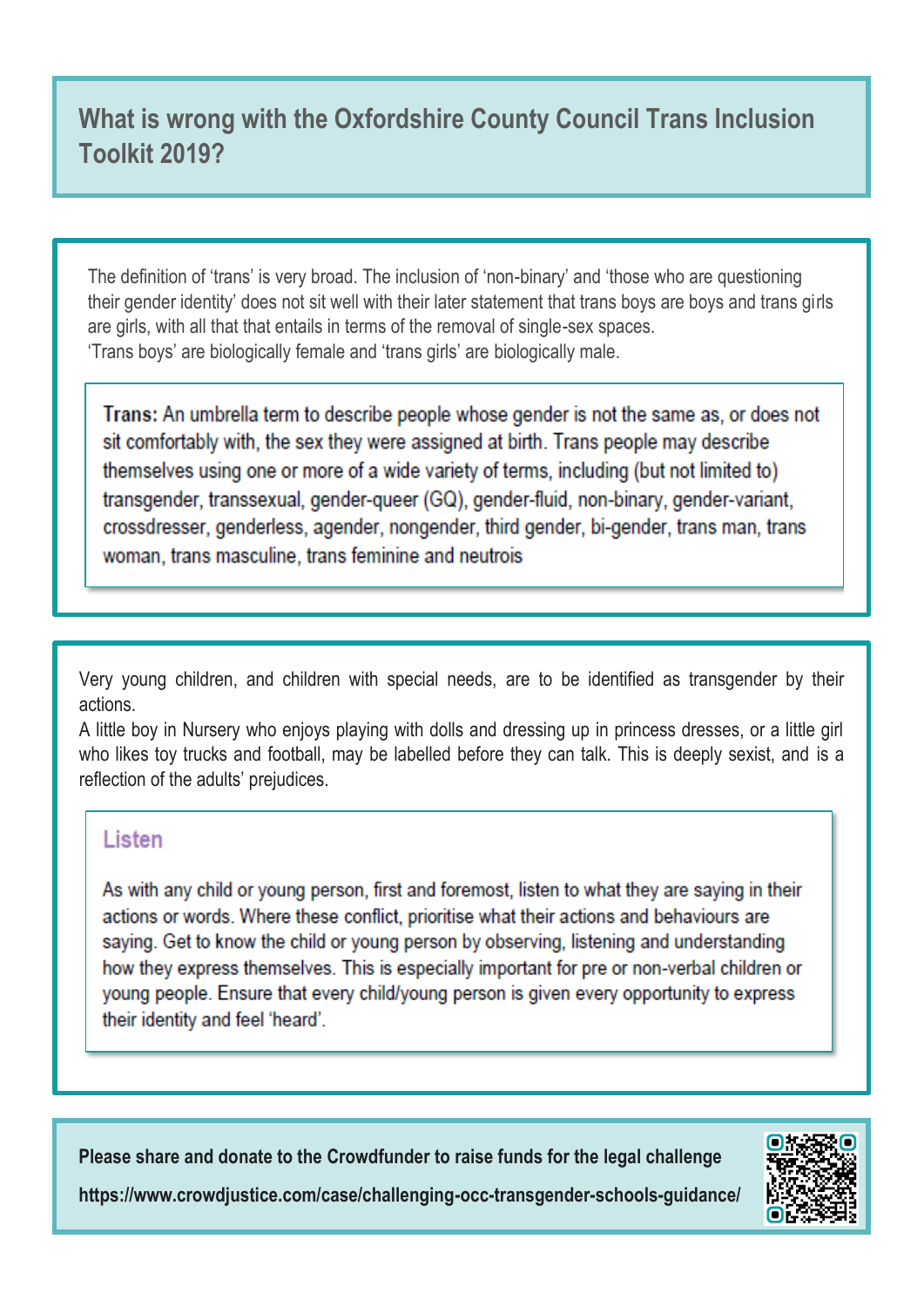# What is wrong with the Oxfordshire County Council Trans Inclusion Toolkit 2019?

The definition of 'trans' is very broad. The inclusion of 'non-binary' and 'those who are questioning their gender identity' does not sit well with their later statement that trans boys are boys and trans girls are girls, with all that that entails in terms of the removal of single-sex spaces.
'Trans boys' are biologically female and 'trans girls' are biologically male.

> **Trans:** An umbrella term to describe people whose gender is not the same as, or does not sit comfortably with, the sex they were assigned at birth. Trans people may describe themselves using one or more of a wide variety of terms, including (but not limited to) transgender, transsexual, gender-queer (GQ), gender-fluid, non-binary, gender-variant, crossdresser, genderless, agender, nongender, third gender, bi-gender, trans man, trans woman, trans masculine, trans feminine and neutrois

Very young children, and children with special needs, are to be identified as transgender by their actions.
A little boy in Nursery who enjoys playing with dolls and dressing up in princess dresses, or a little girl who likes toy trucks and football, may be labelled before they can talk. This is deeply sexist, and is a reflection of the adults' prejudices.

> **Listen**
>
> As with any child or young person, first and foremost, listen to what they are saying in their actions or words. Where these conflict, prioritise what their actions and behaviours are saying. Get to know the child or young person by observing, listening and understanding how they express themselves. This is especially important for pre or non-verbal children or young people. Ensure that every child/young person is given every opportunity to express their identity and feel 'heard'.

**Please share and donate to the Crowdfunder to raise funds for the legal challenge**

**https://www.crowdjustice.com/case/challenging-occ-transgender-schools-guidance/**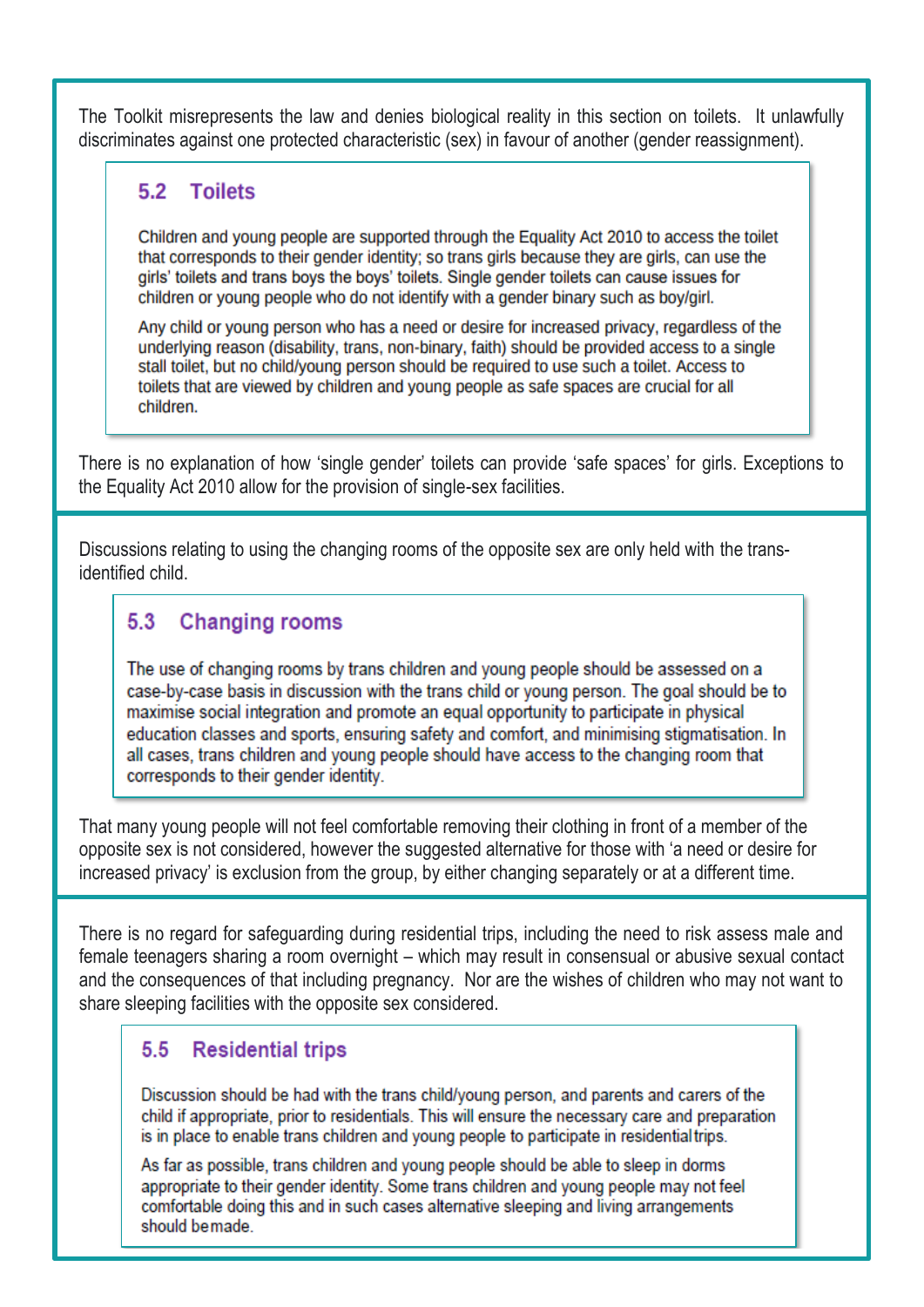The Toolkit misrepresents the law and denies biological reality in this section on toilets. It unlawfully discriminates against one protected characteristic (sex) in favour of another (gender reassignment).

> ### 5.2 Toilets
>
> Children and young people are supported through the Equality Act 2010 to access the toilet that corresponds to their gender identity; so trans girls because they are girls, can use the girls' toilets and trans boys the boys' toilets. Single gender toilets can cause issues for children or young people who do not identify with a gender binary such as boy/girl.
>
> Any child or young person who has a need or desire for increased privacy, regardless of the underlying reason (disability, trans, non-binary, faith) should be provided access to a single stall toilet, but no child/young person should be required to use such a toilet. Access to toilets that are viewed by children and young people as safe spaces are crucial for all children.

There is no explanation of how 'single gender' toilets can provide 'safe spaces' for girls. Exceptions to the Equality Act 2010 allow for the provision of single-sex facilities.

Discussions relating to using the changing rooms of the opposite sex are only held with the trans-identified child.

> ### 5.3 Changing rooms
>
> The use of changing rooms by trans children and young people should be assessed on a case-by-case basis in discussion with the trans child or young person. The goal should be to maximise social integration and promote an equal opportunity to participate in physical education classes and sports, ensuring safety and comfort, and minimising stigmatisation. In all cases, trans children and young people should have access to the changing room that corresponds to their gender identity.

That many young people will not feel comfortable removing their clothing in front of a member of the opposite sex is not considered, however the suggested alternative for those with 'a need or desire for increased privacy' is exclusion from the group, by either changing separately or at a different time.

There is no regard for safeguarding during residential trips, including the need to risk assess male and female teenagers sharing a room overnight – which may result in consensual or abusive sexual contact and the consequences of that including pregnancy. Nor are the wishes of children who may not want to share sleeping facilities with the opposite sex considered.

> ### 5.5 Residential trips
>
> Discussion should be had with the trans child/young person, and parents and carers of the child if appropriate, prior to residentials. This will ensure the necessary care and preparation is in place to enable trans children and young people to participate in residential trips.
>
> As far as possible, trans children and young people should be able to sleep in dorms appropriate to their gender identity. Some trans children and young people may not feel comfortable doing this and in such cases alternative sleeping and living arrangements should be made.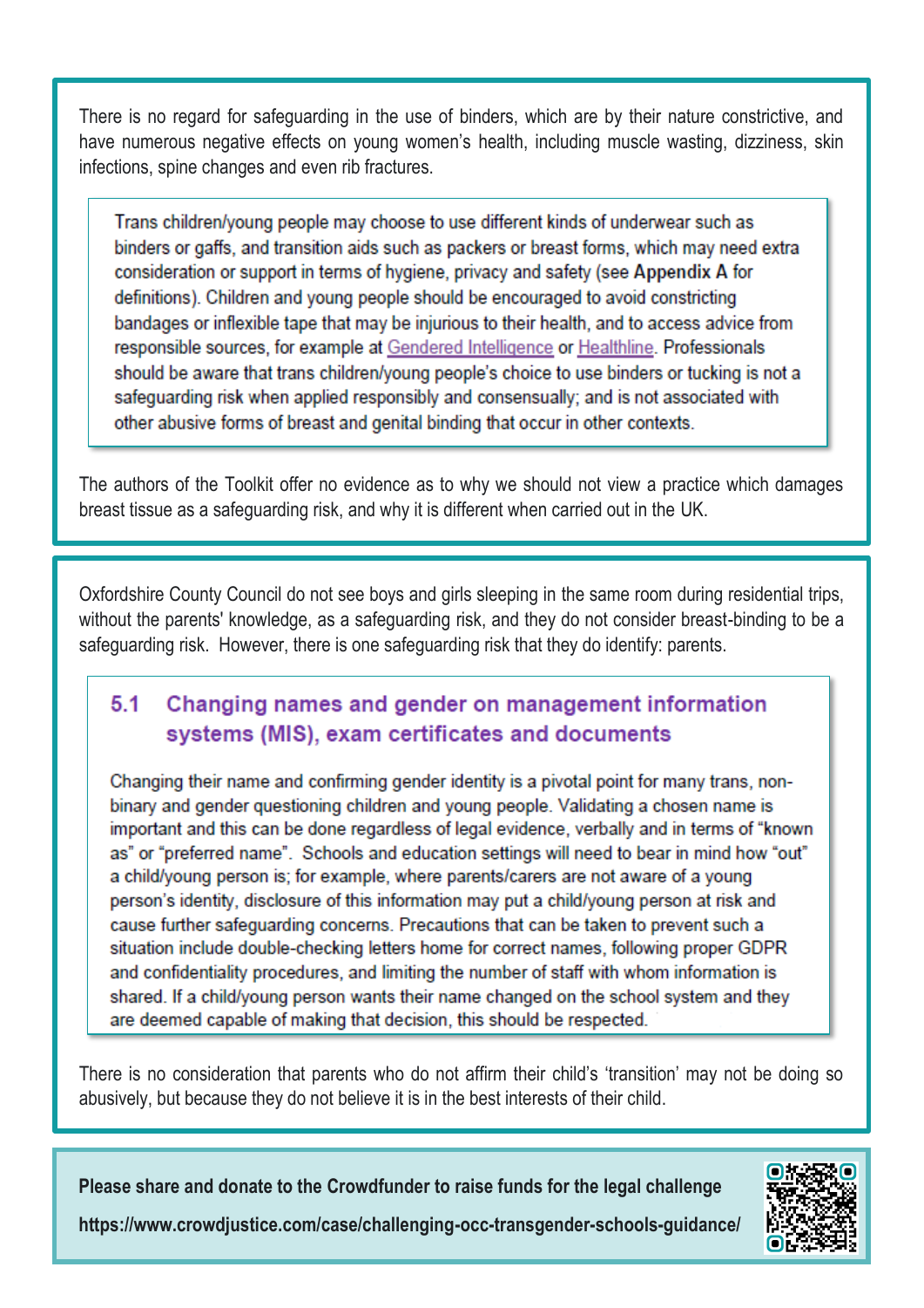There is no regard for safeguarding in the use of binders, which are by their nature constrictive, and have numerous negative effects on young women's health, including muscle wasting, dizziness, skin infections, spine changes and even rib fractures.

> Trans children/young people may choose to use different kinds of underwear such as binders or gaffs, and transition aids such as packers or breast forms, which may need extra consideration or support in terms of hygiene, privacy and safety (see **Appendix A** for definitions). Children and young people should be encouraged to avoid constricting bandages or inflexible tape that may be injurious to their health, and to access advice from responsible sources, for example at Gendered Intelligence or Healthline. Professionals should be aware that trans children/young people's choice to use binders or tucking is not a safeguarding risk when applied responsibly and consensually; and is not associated with other abusive forms of breast and genital binding that occur in other contexts.

The authors of the Toolkit offer no evidence as to why we should not view a practice which damages breast tissue as a safeguarding risk, and why it is different when carried out in the UK.

Oxfordshire County Council do not see boys and girls sleeping in the same room during residential trips, without the parents' knowledge, as a safeguarding risk, and they do not consider breast-binding to be a safeguarding risk. However, there is one safeguarding risk that they do identify: parents.

> **5.1 Changing names and gender on management information systems (MIS), exam certificates and documents**
>
> Changing their name and confirming gender identity is a pivotal point for many trans, non-binary and gender questioning children and young people. Validating a chosen name is important and this can be done regardless of legal evidence, verbally and in terms of "known as" or "preferred name". Schools and education settings will need to bear in mind how "out" a child/young person is; for example, where parents/carers are not aware of a young person's identity, disclosure of this information may put a child/young person at risk and cause further safeguarding concerns. Precautions that can be taken to prevent such a situation include double-checking letters home for correct names, following proper GDPR and confidentiality procedures, and limiting the number of staff with whom information is shared. If a child/young person wants their name changed on the school system and they are deemed capable of making that decision, this should be respected.

There is no consideration that parents who do not affirm their child's 'transition' may not be doing so abusively, but because they do not believe it is in the best interests of their child.

**Please share and donate to the Crowdfunder to raise funds for the legal challenge**

**https://www.crowdjustice.com/case/challenging-occ-transgender-schools-guidance/**